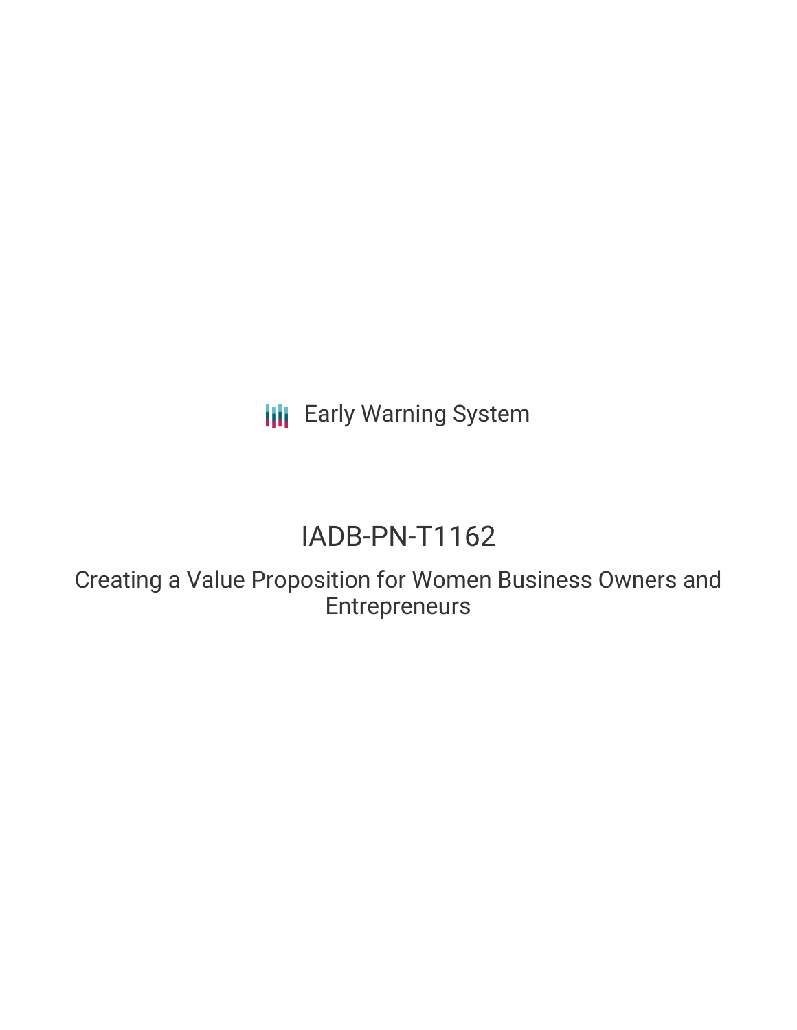Early Warning System

# IADB-PN-T1162

## Creating a Value Proposition for Women Business Owners and Entrepreneurs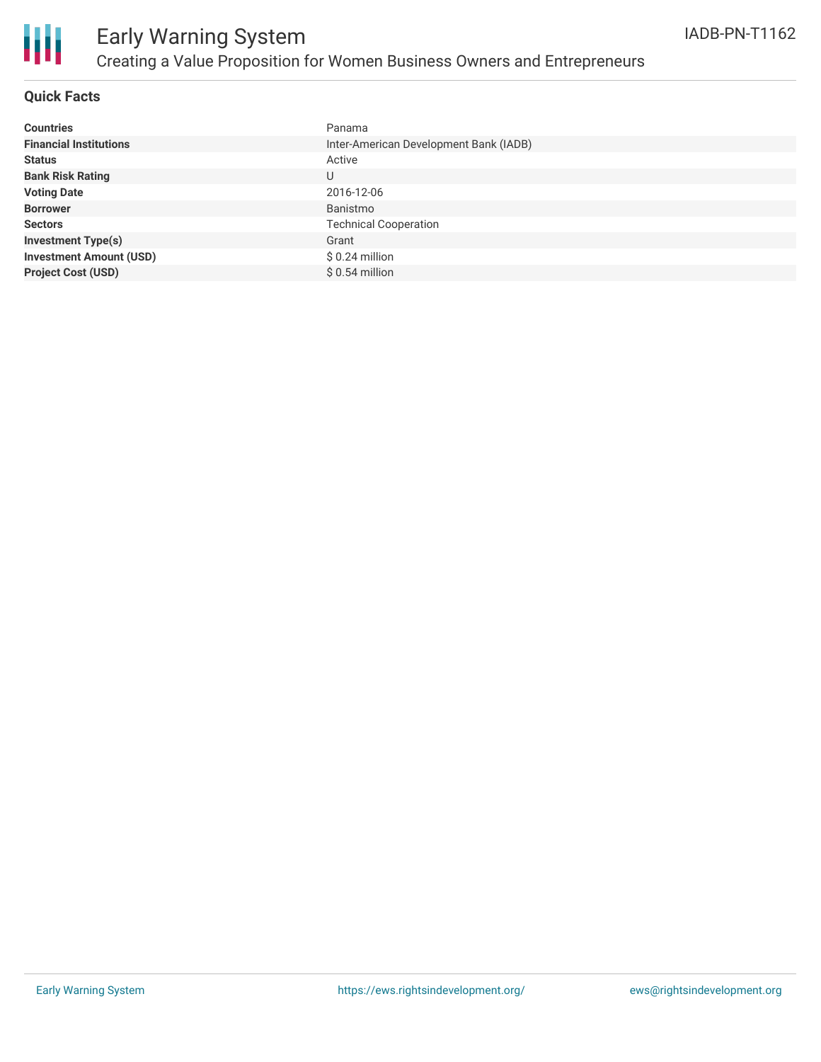# Early Warning System

## Creating a Value Proposition for Women Business Owners and Entrepreneurs

IADB-PN-T1162

### Quick Facts

| | |
|---|---|
| **Countries** | Panama |
| **Financial Institutions** | Inter-American Development Bank (IADB) |
| **Status** | Active |
| **Bank Risk Rating** | U |
| **Voting Date** | 2016-12-06 |
| **Borrower** | Banistmo |
| **Sectors** | Technical Cooperation |
| **Investment Type(s)** | Grant |
| **Investment Amount (USD)** | $ 0.24 million |
| **Project Cost (USD)** | $ 0.54 million |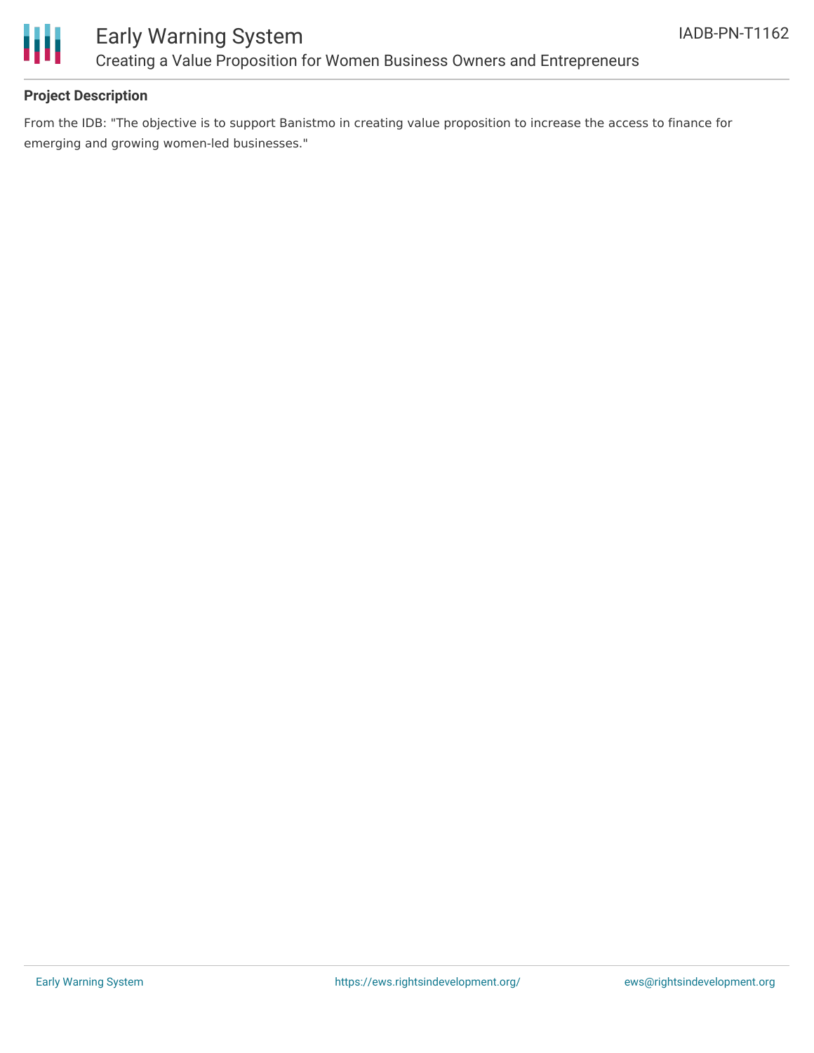**Project Description**

From the IDB: "The objective is to support Banistmo in creating value proposition to increase the access to finance for emerging and growing women-led businesses."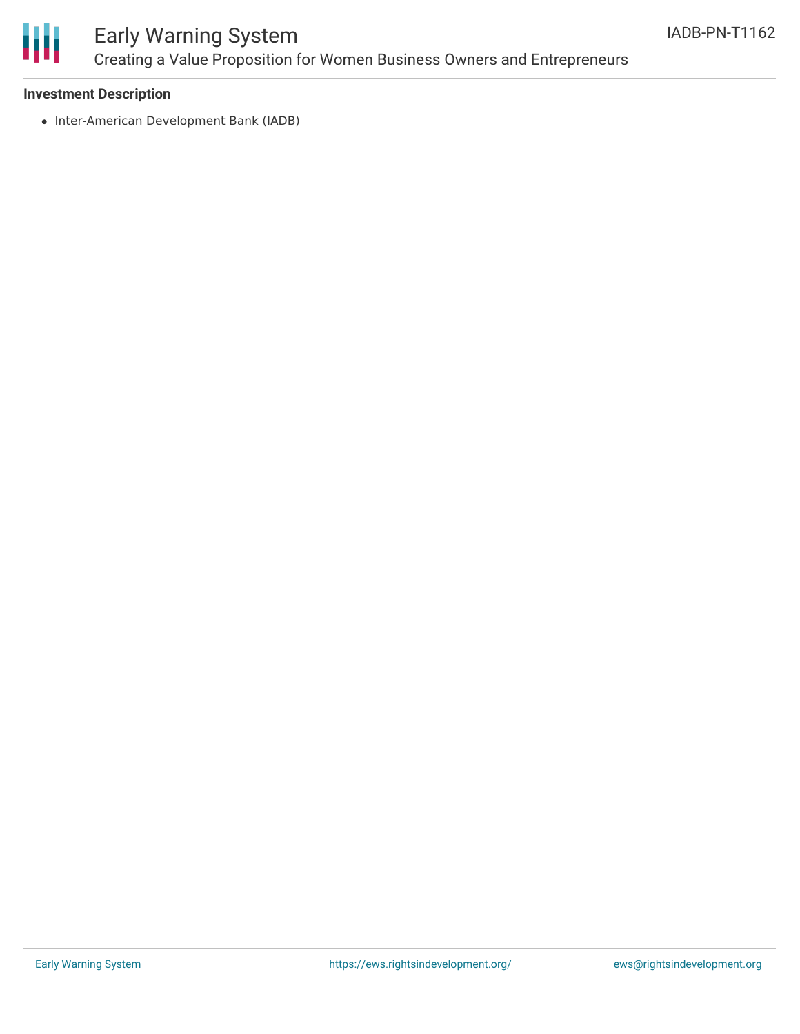**Investment Description**

- Inter-American Development Bank (IADB)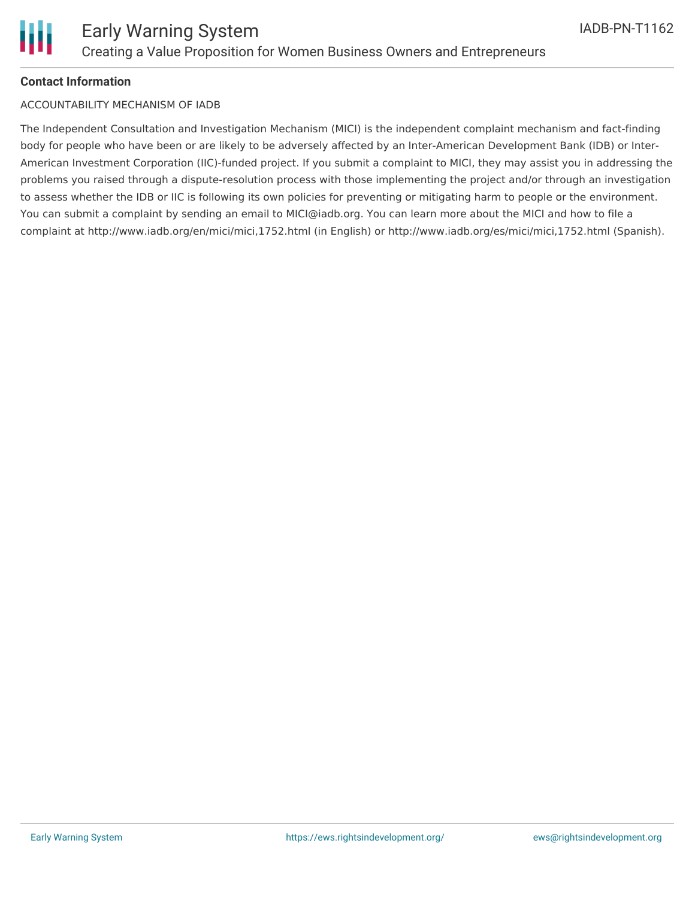**Contact Information**

ACCOUNTABILITY MECHANISM OF IADB

The Independent Consultation and Investigation Mechanism (MICI) is the independent complaint mechanism and fact-finding body for people who have been or are likely to be adversely affected by an Inter-American Development Bank (IDB) or Inter-American Investment Corporation (IIC)-funded project. If you submit a complaint to MICI, they may assist you in addressing the problems you raised through a dispute-resolution process with those implementing the project and/or through an investigation to assess whether the IDB or IIC is following its own policies for preventing or mitigating harm to people or the environment. You can submit a complaint by sending an email to MICI@iadb.org. You can learn more about the MICI and how to file a complaint at http://www.iadb.org/en/mici/mici,1752.html (in English) or http://www.iadb.org/es/mici/mici,1752.html (Spanish).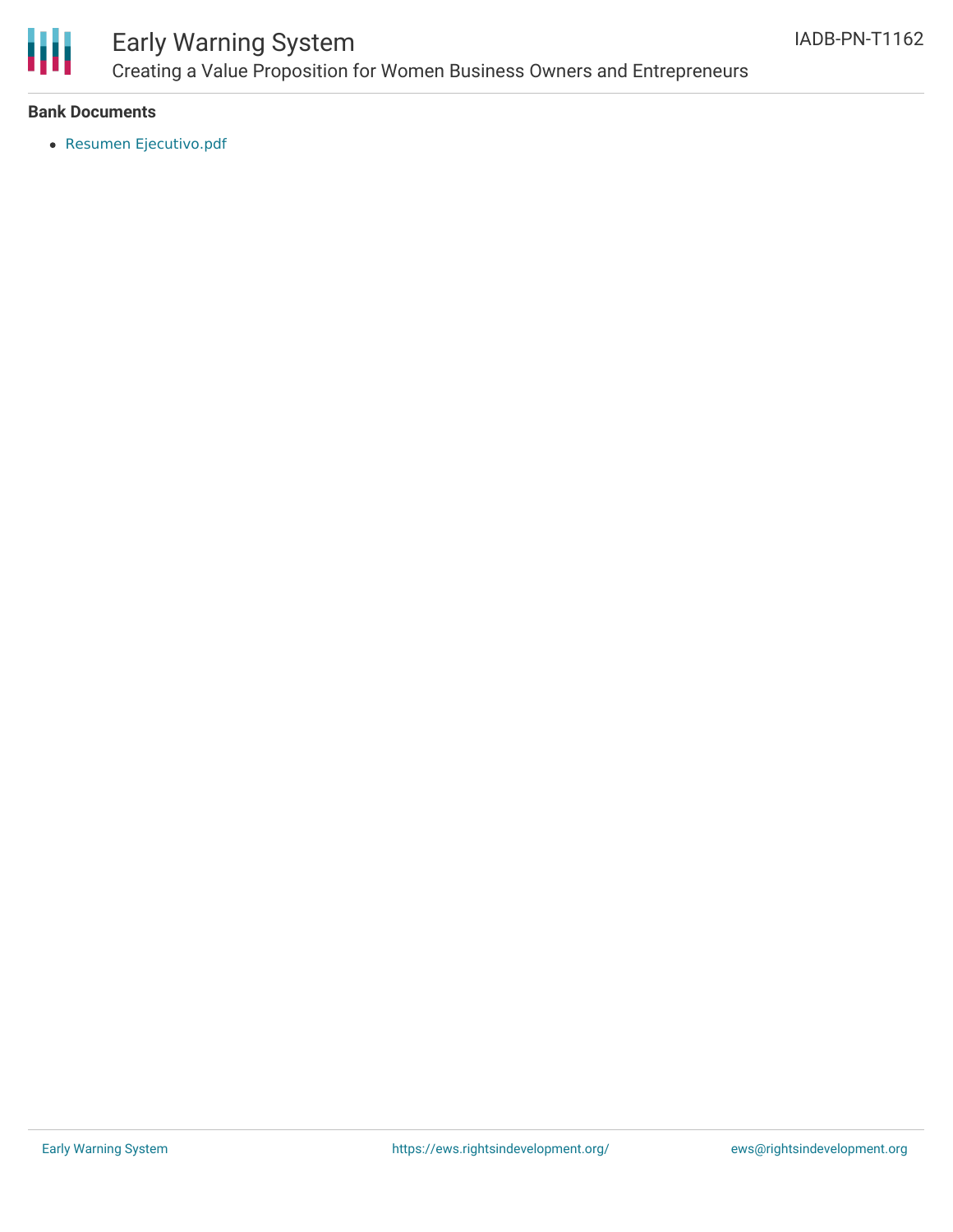**Bank Documents**

- Resumen Ejecutivo.pdf